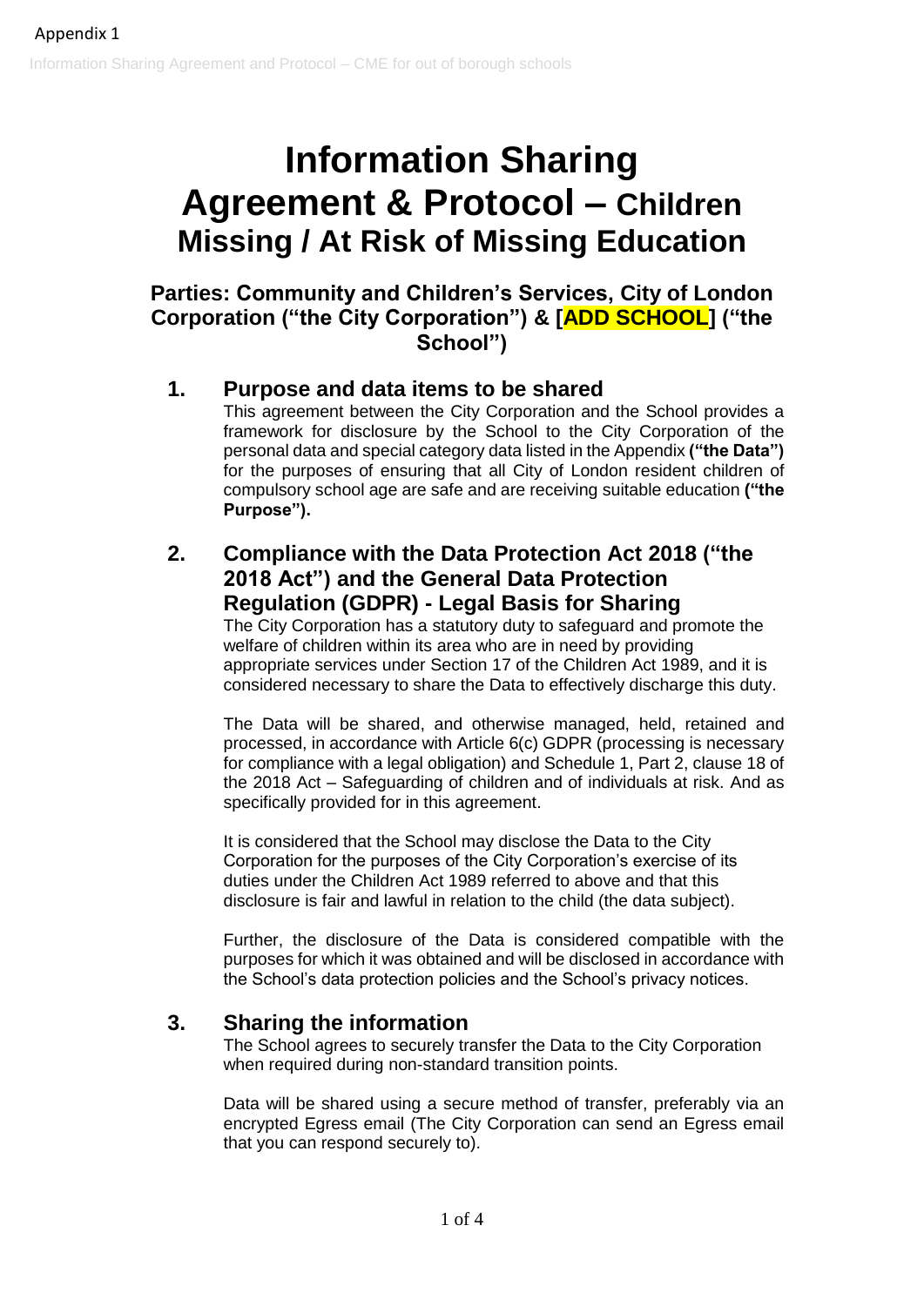Appendix 1

# Information Sharing Agreement & Protocol – Children Missing / At Risk of Missing Education

### Parties: Community and Children's Services, City of London Corporation ("the City Corporation") & [ADD SCHOOL] ("the School")

## 1. Purpose and data items to be shared

This agreement between the City Corporation and the School provides a framework for disclosure by the School to the City Corporation of the personal data and special category data listed in the Appendix **("the Data")** for the purposes of ensuring that all City of London resident children of compulsory school age are safe and are receiving suitable education **("the Purpose").**

## 2. Compliance with the Data Protection Act 2018 ("the 2018 Act") and the General Data Protection Regulation (GDPR) - Legal Basis for Sharing

The City Corporation has a statutory duty to safeguard and promote the welfare of children within its area who are in need by providing appropriate services under Section 17 of the Children Act 1989, and it is considered necessary to share the Data to effectively discharge this duty.

The Data will be shared, and otherwise managed, held, retained and processed, in accordance with Article 6(c) GDPR (processing is necessary for compliance with a legal obligation) and Schedule 1, Part 2, clause 18 of the 2018 Act – Safeguarding of children and of individuals at risk. And as specifically provided for in this agreement.

It is considered that the School may disclose the Data to the City Corporation for the purposes of the City Corporation's exercise of its duties under the Children Act 1989 referred to above and that this disclosure is fair and lawful in relation to the child (the data subject).

Further, the disclosure of the Data is considered compatible with the purposes for which it was obtained and will be disclosed in accordance with the School's data protection policies and the School's privacy notices.

## 3. Sharing the information

The School agrees to securely transfer the Data to the City Corporation when required during non-standard transition points.

Data will be shared using a secure method of transfer, preferably via an encrypted Egress email (The City Corporation can send an Egress email that you can respond securely to).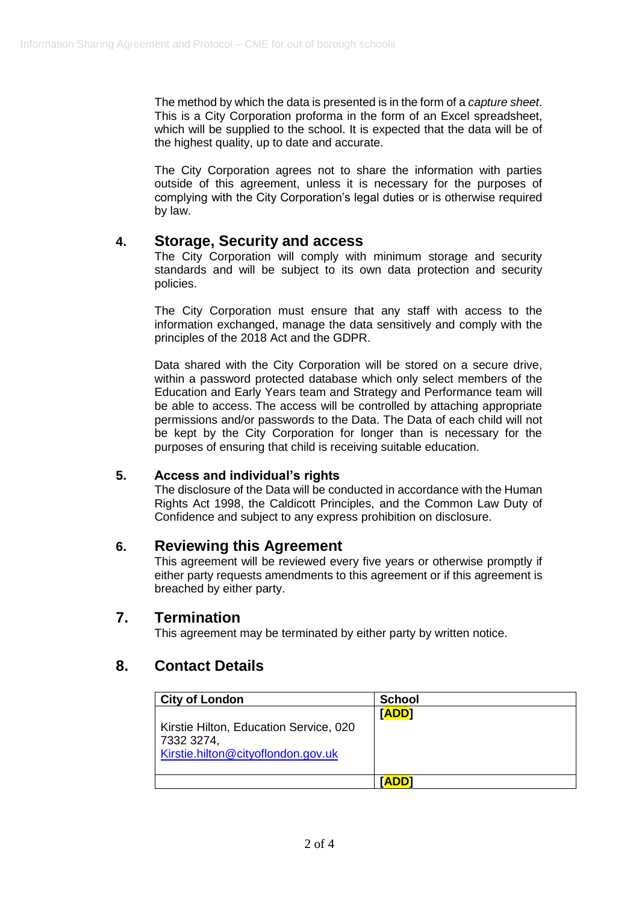The method by which the data is presented is in the form of a *capture sheet*. This is a City Corporation proforma in the form of an Excel spreadsheet, which will be supplied to the school. It is expected that the data will be of the highest quality, up to date and accurate.

The City Corporation agrees not to share the information with parties outside of this agreement, unless it is necessary for the purposes of complying with the City Corporation's legal duties or is otherwise required by law.

## 4. Storage, Security and access

The City Corporation will comply with minimum storage and security standards and will be subject to its own data protection and security policies.

The City Corporation must ensure that any staff with access to the information exchanged, manage the data sensitively and comply with the principles of the 2018 Act and the GDPR.

Data shared with the City Corporation will be stored on a secure drive, within a password protected database which only select members of the Education and Early Years team and Strategy and Performance team will be able to access. The access will be controlled by attaching appropriate permissions and/or passwords to the Data. The Data of each child will not be kept by the City Corporation for longer than is necessary for the purposes of ensuring that child is receiving suitable education.

### 5. Access and individual's rights

The disclosure of the Data will be conducted in accordance with the Human Rights Act 1998, the Caldicott Principles, and the Common Law Duty of Confidence and subject to any express prohibition on disclosure.

## 6. Reviewing this Agreement

This agreement will be reviewed every five years or otherwise promptly if either party requests amendments to this agreement or if this agreement is breached by either party.

## 7. Termination

This agreement may be terminated by either party by written notice.

## 8. Contact Details

| City of London | School |
|---|---|
| Kirstie Hilton, Education Service, 020 7332 3274, Kirstie.hilton@cityoflondon.gov.uk | [ADD] |
| | [ADD] |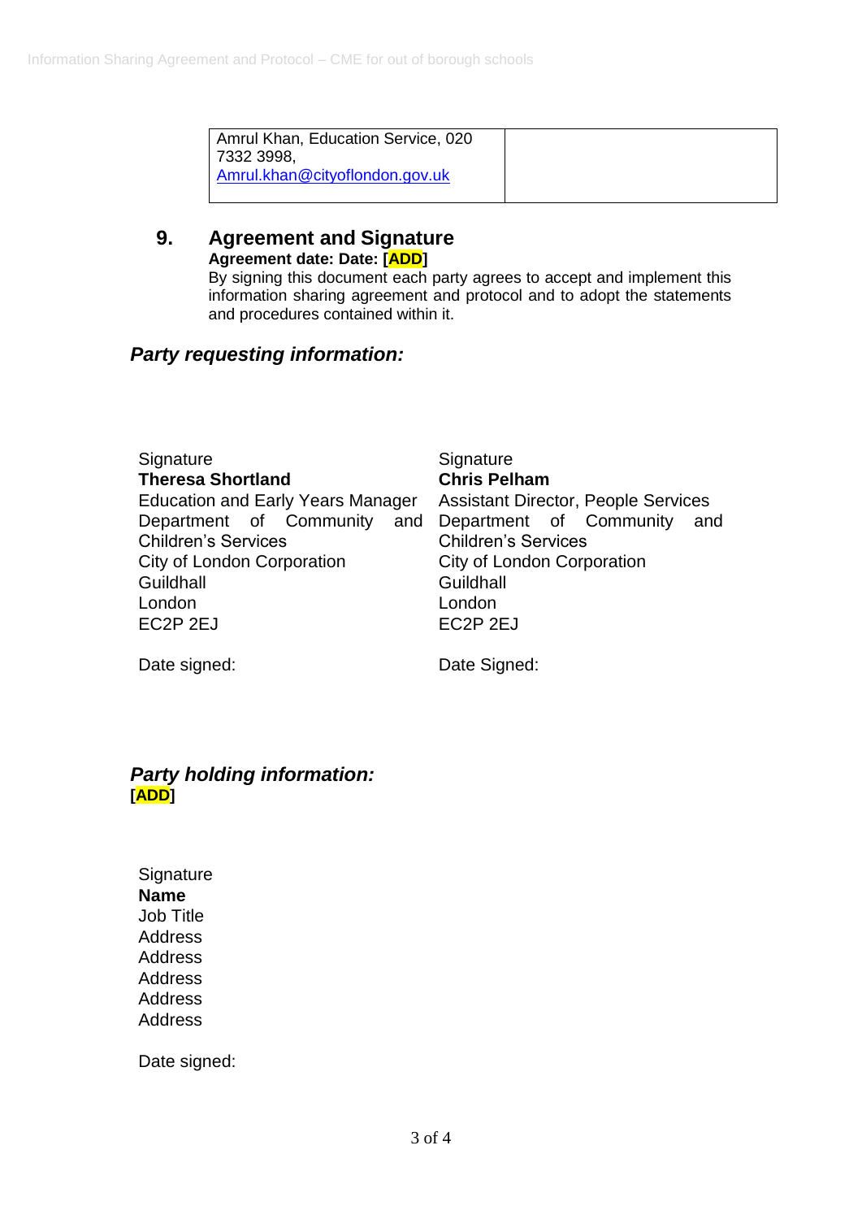| Amrul Khan, Education Service, 020 7332 3998, Amrul.khan@cityoflondon.gov.uk | |
|---|---|

## 9. Agreement and Signature

**Agreement date: Date: [ADD]**

By signing this document each party agrees to accept and implement this information sharing agreement and protocol and to adopt the statements and procedures contained within it.

### *Party requesting information:*

Signature
**Theresa Shortland**
Education and Early Years Manager
Department of Community and Children's Services
City of London Corporation
Guildhall
London
EC2P 2EJ

Date signed:

Signature
**Chris Pelham**
Assistant Director, People Services
Department of Community and Children's Services
City of London Corporation
Guildhall
London
EC2P 2EJ

Date Signed:

### *Party holding information:*

**[ADD]**

Signature
**Name**
Job Title
Address
Address
Address
Address
Address

Date signed: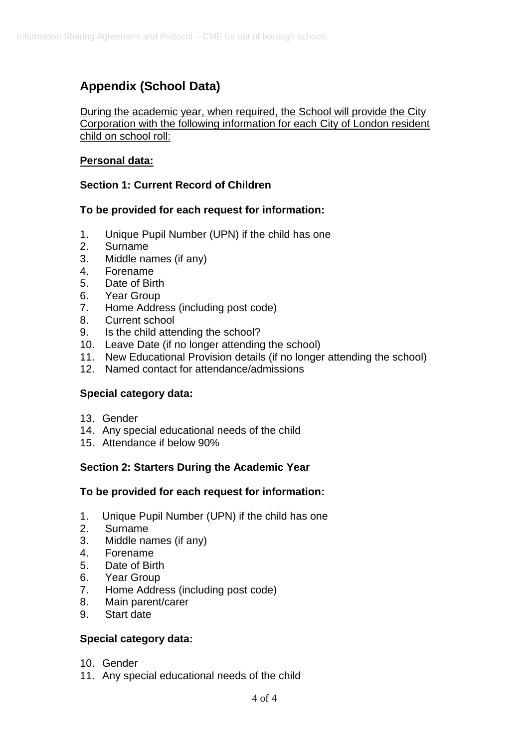## Appendix (School Data)

During the academic year, when required, the School will provide the City Corporation with the following information for each City of London resident child on school roll:

**Personal data:**

### Section 1: Current Record of Children

**To be provided for each request for information:**

1. Unique Pupil Number (UPN) if the child has one
2. Surname
3. Middle names (if any)
4. Forename
5. Date of Birth
6. Year Group
7. Home Address (including post code)
8. Current school
9. Is the child attending the school?
10. Leave Date (if no longer attending the school)
11. New Educational Provision details (if no longer attending the school)
12. Named contact for attendance/admissions

**Special category data:**

13. Gender
14. Any special educational needs of the child
15. Attendance if below 90%

### Section 2: Starters During the Academic Year

**To be provided for each request for information:**

1. Unique Pupil Number (UPN) if the child has one
2. Surname
3. Middle names (if any)
4. Forename
5. Date of Birth
6. Year Group
7. Home Address (including post code)
8. Main parent/carer
9. Start date

**Special category data:**

10. Gender
11. Any special educational needs of the child